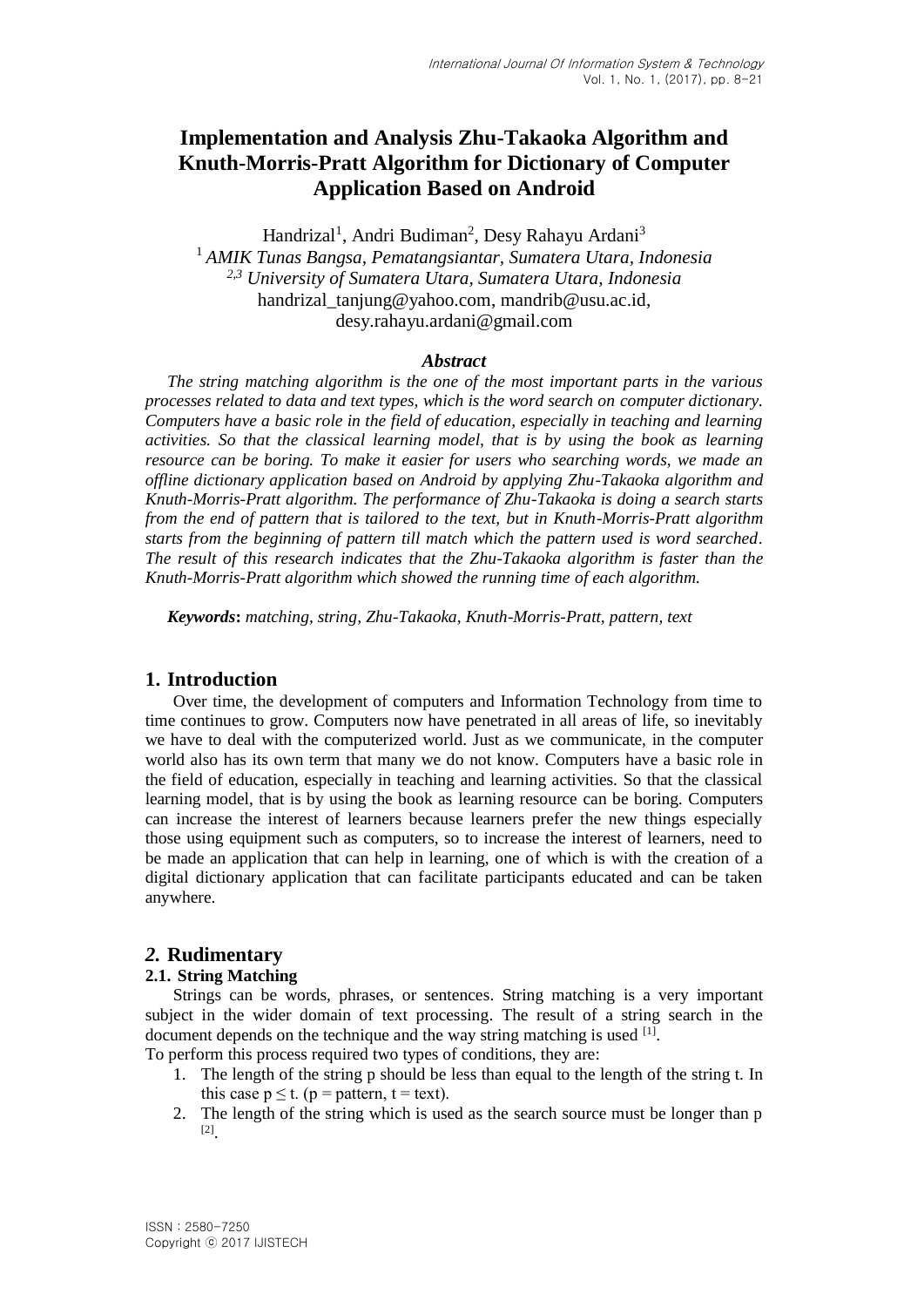# Implementation and Analysis Zhu-Takaoka Algorithm and Knuth-Morris-Pratt Algorithm for Dictionary of Computer Application Based on Android

Handrizal[1], Andri Budiman[2], Desy Rahayu Ardani[3]

[1] *AMIK Tunas Bangsa, Pematangsiantar, Sumatera Utara, Indonesia*
[2,3] *University of Sumatera Utara, Sumatera Utara, Indonesia*
handrizal_tanjung@yahoo.com, mandrib@usu.ac.id, desy.rahayu.ardani@gmail.com

### *Abstract*

*The string matching algorithm is the one of the most important parts in the various processes related to data and text types, which is the word search on computer dictionary. Computers have a basic role in the field of education, especially in teaching and learning activities. So that the classical learning model, that is by using the book as learning resource can be boring. To make it easier for users who searching words, we made an offline dictionary application based on Android by applying Zhu-Takaoka algorithm and Knuth-Morris-Pratt algorithm. The performance of Zhu-Takaoka is doing a search starts from the end of pattern that is tailored to the text, but in Knuth-Morris-Pratt algorithm starts from the beginning of pattern till match which the pattern used is word searched. The result of this research indicates that the Zhu-Takaoka algorithm is faster than the Knuth-Morris-Pratt algorithm which showed the running time of each algorithm.*

***Keywords*****:** *matching, string, Zhu-Takaoka, Knuth-Morris-Pratt, pattern, text*

## 1. Introduction

Over time, the development of computers and Information Technology from time to time continues to grow. Computers now have penetrated in all areas of life, so inevitably we have to deal with the computerized world. Just as we communicate, in the computer world also has its own term that many we do not know. Computers have a basic role in the field of education, especially in teaching and learning activities. So that the classical learning model, that is by using the book as learning resource can be boring. Computers can increase the interest of learners because learners prefer the new things especially those using equipment such as computers, so to increase the interest of learners, need to be made an application that can help in learning, one of which is with the creation of a digital dictionary application that can facilitate participants educated and can be taken anywhere.

## *2.* Rudimentary

### 2.1. String Matching

Strings can be words, phrases, or sentences. String matching is a very important subject in the wider domain of text processing. The result of a string search in the document depends on the technique and the way string matching is used [1].

To perform this process required two types of conditions, they are:

1. The length of the string p should be less than equal to the length of the string t. In this case $p \leq t$. (p = pattern, t = text).
2. The length of the string which is used as the search source must be longer than p [2].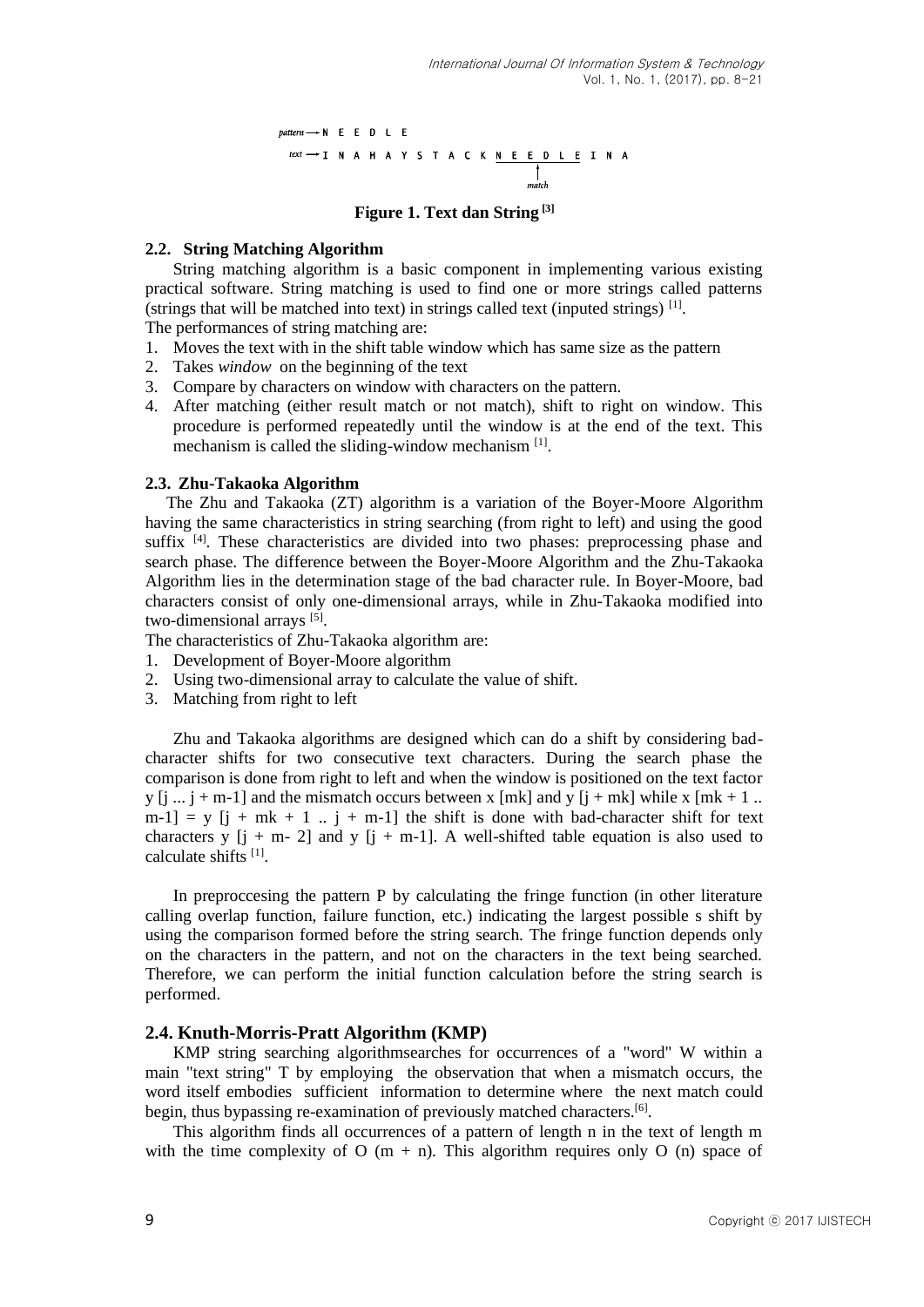pattern → N E E D L E

text → I N A H A Y S T A C K N E E D L E I N A

match

**Figure 1. Text dan String [3]**

### 2.2. String Matching Algorithm

String matching algorithm is a basic component in implementing various existing practical software. String matching is used to find one or more strings called patterns (strings that will be matched into text) in strings called text (inputed strings) [1].

The performances of string matching are:

1. Moves the text with in the shift table window which has same size as the pattern
2. Takes *window* on the beginning of the text
3. Compare by characters on window with characters on the pattern.
4. After matching (either result match or not match), shift to right on window. This procedure is performed repeatedly until the window is at the end of the text. This mechanism is called the sliding-window mechanism [1].

### 2.3. Zhu-Takaoka Algorithm

The Zhu and Takaoka (ZT) algorithm is a variation of the Boyer-Moore Algorithm having the same characteristics in string searching (from right to left) and using the good suffix [4]. These characteristics are divided into two phases: preprocessing phase and search phase. The difference between the Boyer-Moore Algorithm and the Zhu-Takaoka Algorithm lies in the determination stage of the bad character rule. In Boyer-Moore, bad characters consist of only one-dimensional arrays, while in Zhu-Takaoka modified into two-dimensional arrays [5].

The characteristics of Zhu-Takaoka algorithm are:

1. Development of Boyer-Moore algorithm
2. Using two-dimensional array to calculate the value of shift.
3. Matching from right to left

Zhu and Takaoka algorithms are designed which can do a shift by considering bad-character shifts for two consecutive text characters. During the search phase the comparison is done from right to left and when the window is positioned on the text factor y [j ... j + m-1] and the mismatch occurs between x [mk] and y [j + mk] while x [mk + 1 .. m-1] = y [j + mk + 1 .. j + m-1] the shift is done with bad-character shift for text characters y [j + m- 2] and y [j + m-1]. A well-shifted table equation is also used to calculate shifts [1].

In preproccesing the pattern P by calculating the fringe function (in other literature calling overlap function, failure function, etc.) indicating the largest possible s shift by using the comparison formed before the string search. The fringe function depends only on the characters in the pattern, and not on the characters in the text being searched. Therefore, we can perform the initial function calculation before the string search is performed.

### 2.4. Knuth-Morris-Pratt Algorithm (KMP)

KMP string searching algorithmsearches for occurrences of a "word" W within a main "text string" T by employing the observation that when a mismatch occurs, the word itself embodies sufficient information to determine where the next match could begin, thus bypassing re-examination of previously matched characters.[6].

This algorithm finds all occurrences of a pattern of length n in the text of length m with the time complexity of O (m + n). This algorithm requires only O (n) space of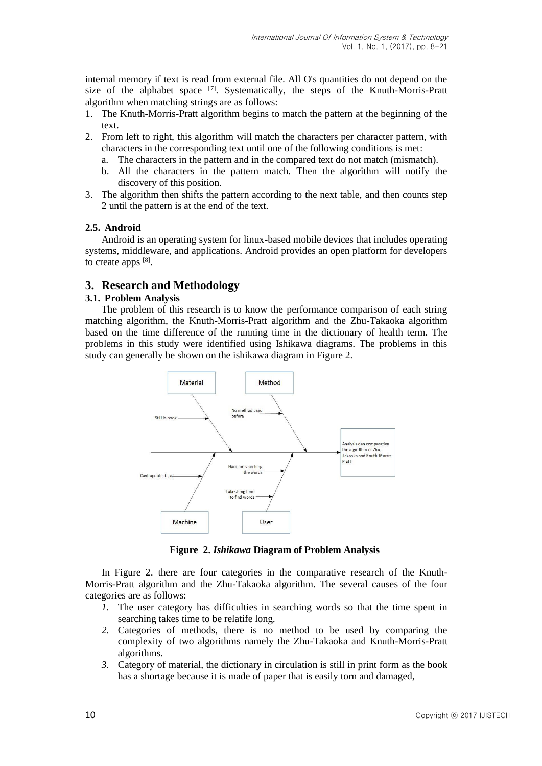internal memory if text is read from external file. All O's quantities do not depend on the size of the alphabet space [7]. Systematically, the steps of the Knuth-Morris-Pratt algorithm when matching strings are as follows:

1. The Knuth-Morris-Pratt algorithm begins to match the pattern at the beginning of the text.
2. From left to right, this algorithm will match the characters per character pattern, with characters in the corresponding text until one of the following conditions is met:
   a. The characters in the pattern and in the compared text do not match (mismatch).
   b. All the characters in the pattern match. Then the algorithm will notify the discovery of this position.
3. The algorithm then shifts the pattern according to the next table, and then counts step 2 until the pattern is at the end of the text.

### 2.5. Android

Android is an operating system for linux-based mobile devices that includes operating systems, middleware, and applications. Android provides an open platform for developers to create apps [8].

## 3. Research and Methodology

### 3.1. Problem Analysis

The problem of this research is to know the performance comparison of each string matching algorithm, the Knuth-Morris-Pratt algorithm and the Zhu-Takaoka algorithm based on the time difference of the running time in the dictionary of health term. The problems in this study were identified using Ishikawa diagrams. The problems in this study can generally be shown on the ishikawa diagram in Figure 2.

**Figure 2. *Ishikawa* Diagram of Problem Analysis**

In Figure 2. there are four categories in the comparative research of the Knuth-Morris-Pratt algorithm and the Zhu-Takaoka algorithm. The several causes of the four categories are as follows:

1. The user category has difficulties in searching words so that the time spent in searching takes time to be relatife long.
2. Categories of methods, there is no method to be used by comparing the complexity of two algorithms namely the Zhu-Takaoka and Knuth-Morris-Pratt algorithms.
3. Category of material, the dictionary in circulation is still in print form as the book has a shortage because it is made of paper that is easily torn and damaged,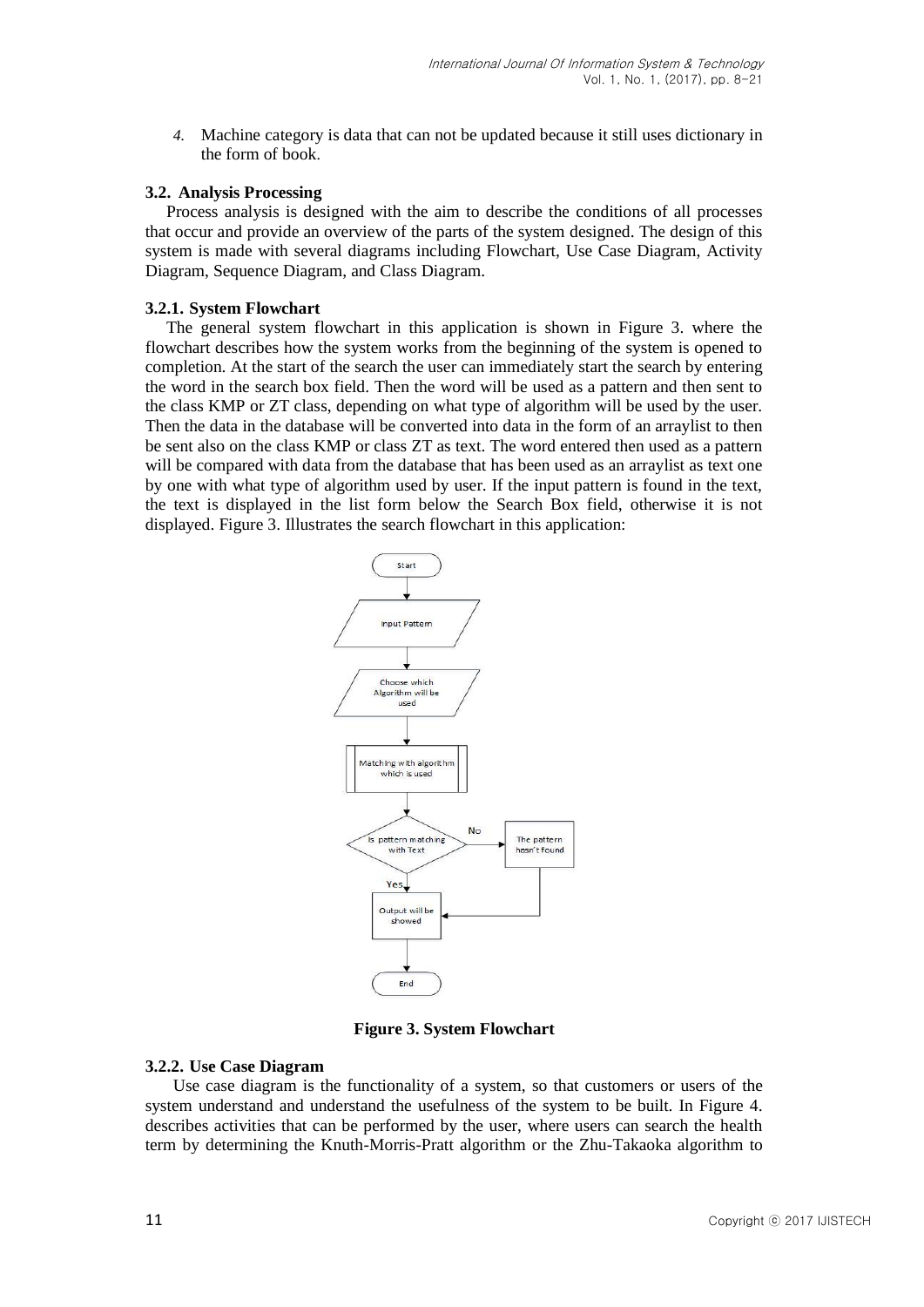4. Machine category is data that can not be updated because it still uses dictionary in the form of book.

### 3.2. Analysis Processing

Process analysis is designed with the aim to describe the conditions of all processes that occur and provide an overview of the parts of the system designed. The design of this system is made with several diagrams including Flowchart, Use Case Diagram, Activity Diagram, Sequence Diagram, and Class Diagram.

#### 3.2.1. System Flowchart

The general system flowchart in this application is shown in Figure 3. where the flowchart describes how the system works from the beginning of the system is opened to completion. At the start of the search the user can immediately start the search by entering the word in the search box field. Then the word will be used as a pattern and then sent to the class KMP or ZT class, depending on what type of algorithm will be used by the user. Then the data in the database will be converted into data in the form of an arraylist to then be sent also on the class KMP or class ZT as text. The word entered then used as a pattern will be compared with data from the database that has been used as an arraylist as text one by one with what type of algorithm used by user. If the input pattern is found in the text, the text is displayed in the list form below the Search Box field, otherwise it is not displayed. Figure 3. Illustrates the search flowchart in this application:

**Figure 3. System Flowchart**

#### 3.2.2. Use Case Diagram

Use case diagram is the functionality of a system, so that customers or users of the system understand and understand the usefulness of the system to be built. In Figure 4. describes activities that can be performed by the user, where users can search the health term by determining the Knuth-Morris-Pratt algorithm or the Zhu-Takaoka algorithm to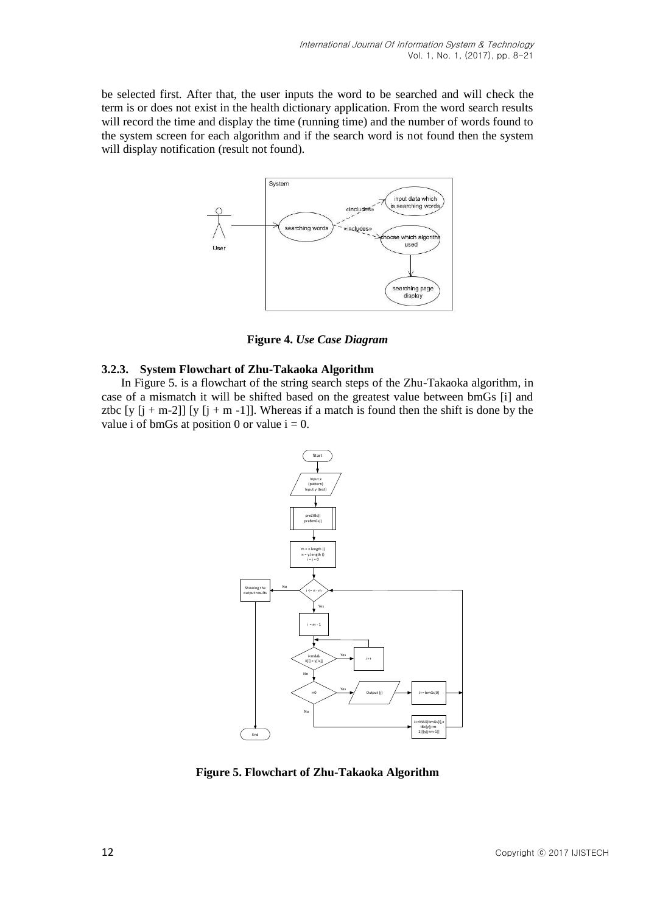be selected first. After that, the user inputs the word to be searched and will check the term is or does not exist in the health dictionary application. From the word search results will record the time and display the time (running time) and the number of words found to the system screen for each algorithm and if the search word is not found then the system will display notification (result not found).

**Figure 4.** ***Use Case Diagram***

### 3.2.3. System Flowchart of Zhu-Takaoka Algorithm

In Figure 5. is a flowchart of the string search steps of the Zhu-Takaoka algorithm, in case of a mismatch it will be shifted based on the greatest value between bmGs [i] and ztbc [y [j + m-2]] [y [j + m -1]]. Whereas if a match is found then the shift is done by the value i of bmGs at position 0 or value i = 0.

**Figure 5. Flowchart of Zhu-Takaoka Algorithm**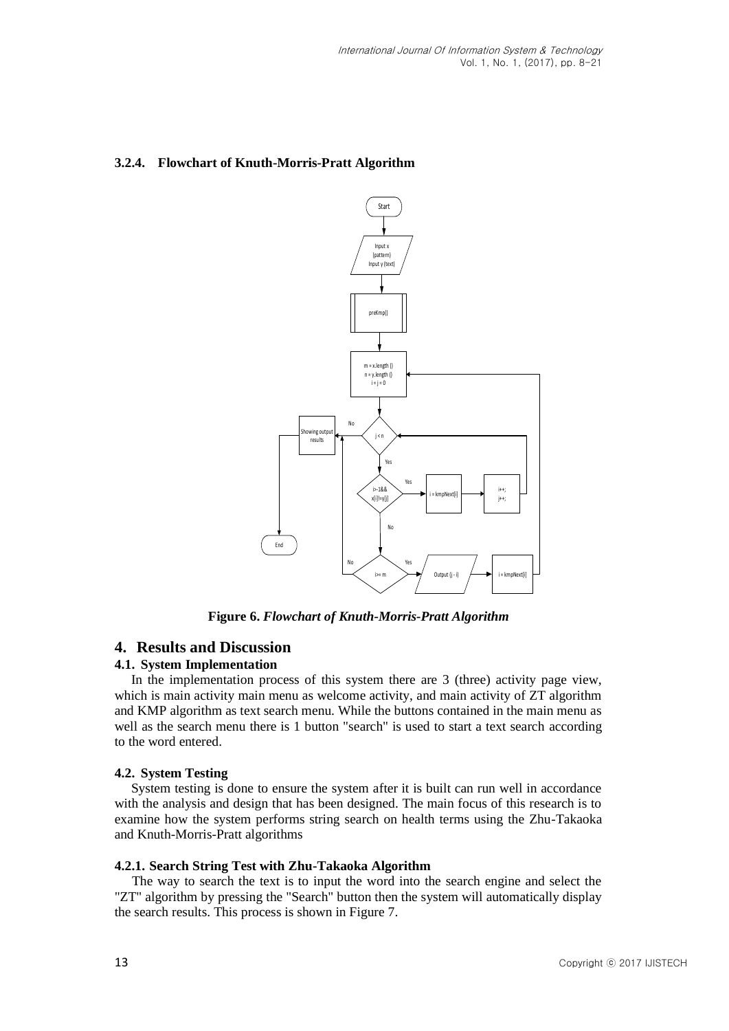#### 3.2.4. Flowchart of Knuth-Morris-Pratt Algorithm

**Figure 6.** ***Flowchart of Knuth-Morris-Pratt Algorithm***

## 4. Results and Discussion

### 4.1. System Implementation

In the implementation process of this system there are 3 (three) activity page view, which is main activity main menu as welcome activity, and main activity of ZT algorithm and KMP algorithm as text search menu. While the buttons contained in the main menu as well as the search menu there is 1 button "search" is used to start a text search according to the word entered.

### 4.2. System Testing

System testing is done to ensure the system after it is built can run well in accordance with the analysis and design that has been designed. The main focus of this research is to examine how the system performs string search on health terms using the Zhu-Takaoka and Knuth-Morris-Pratt algorithms

#### 4.2.1. Search String Test with Zhu-Takaoka Algorithm

The way to search the text is to input the word into the search engine and select the "ZT" algorithm by pressing the "Search" button then the system will automatically display the search results. This process is shown in Figure 7.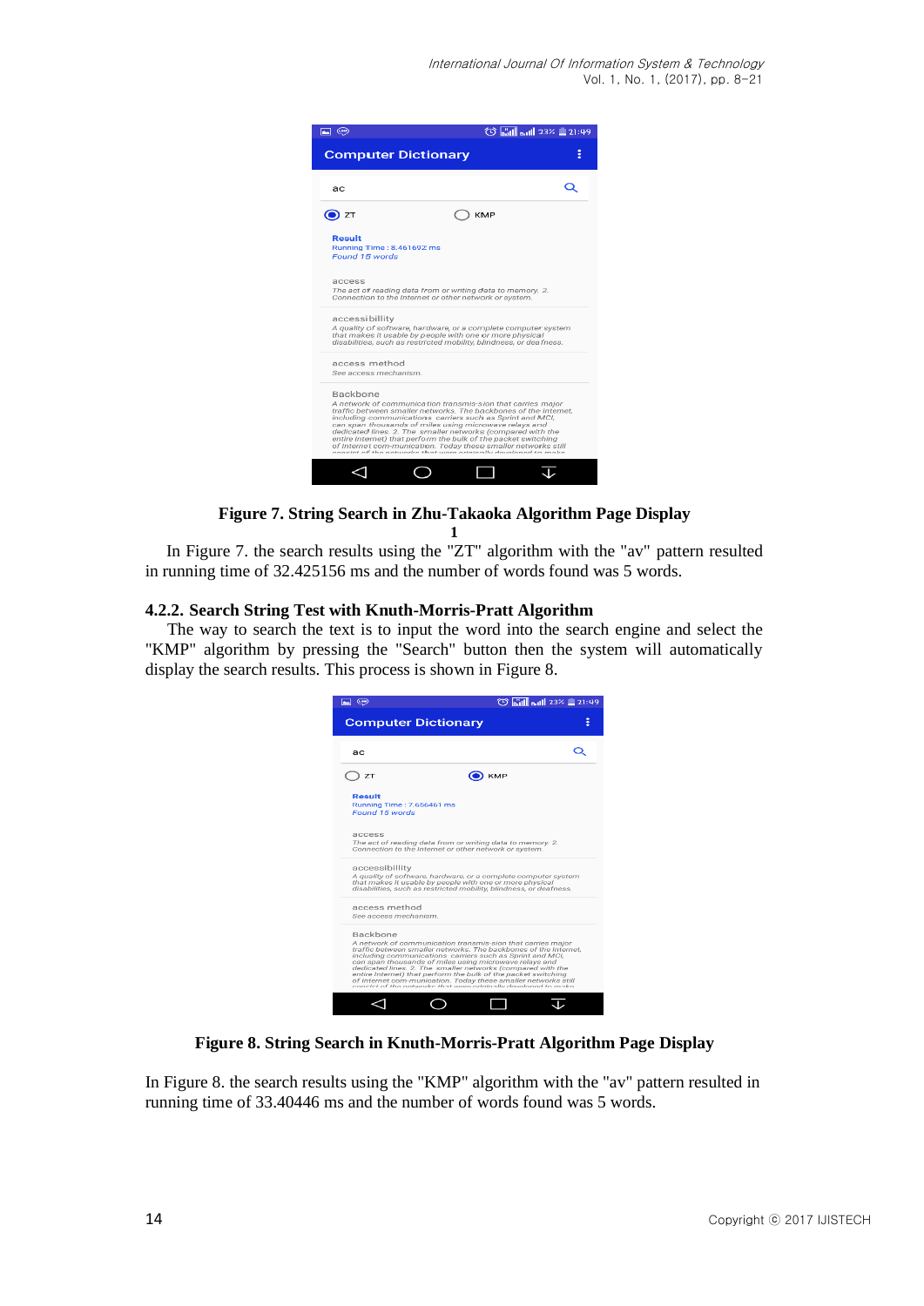**Figure 7. String Search in Zhu-Takaoka Algorithm Page Display 1**

In Figure 7. the search results using the "ZT" algorithm with the "av" pattern resulted in running time of 32.425156 ms and the number of words found was 5 words.

### 4.2.2. Search String Test with Knuth-Morris-Pratt Algorithm

The way to search the text is to input the word into the search engine and select the "KMP" algorithm by pressing the "Search" button then the system will automatically display the search results. This process is shown in Figure 8.

**Figure 8. String Search in Knuth-Morris-Pratt Algorithm Page Display**

In Figure 8. the search results using the "KMP" algorithm with the "av" pattern resulted in running time of 33.40446 ms and the number of words found was 5 words.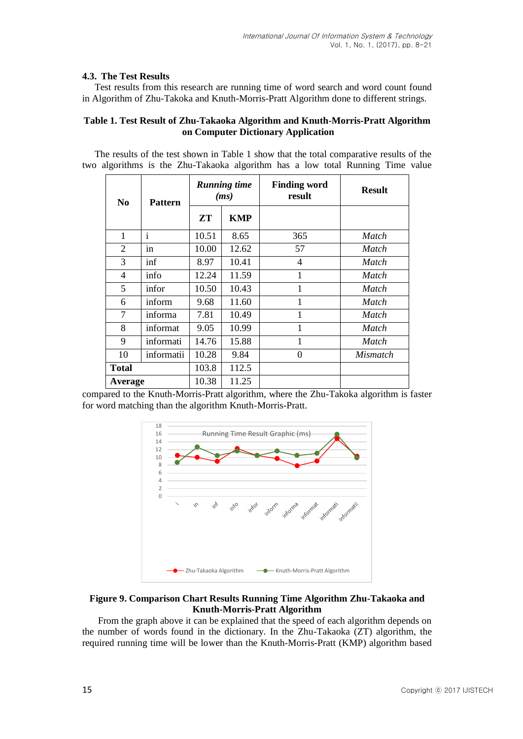### 4.3. The Test Results

Test results from this research are running time of word search and word count found in Algorithm of Zhu-Takoka and Knuth-Morris-Pratt Algorithm done to different strings.

**Table 1. Test Result of Zhu-Takaoka Algorithm and Knuth-Morris-Pratt Algorithm on Computer Dictionary Application**

The results of the test shown in Table 1 show that the total comparative results of the two algorithms is the Zhu-Takaoka algorithm has a low total Running Time value compared to the Knuth-Morris-Pratt algorithm, where the Zhu-Takoka algorithm is faster for word matching than the algorithm Knuth-Morris-Pratt.

| No | Pattern | *Running time (ms)* | | Finding word result | Result |
|---|---|---|---|---|---|
| | | ZT | KMP | | |
| 1 | i | 10.51 | 8.65 | 365 | *Match* |
| 2 | in | 10.00 | 12.62 | 57 | *Match* |
| 3 | inf | 8.97 | 10.41 | 4 | *Match* |
| 4 | info | 12.24 | 11.59 | 1 | *Match* |
| 5 | infor | 10.50 | 10.43 | 1 | *Match* |
| 6 | inform | 9.68 | 11.60 | 1 | *Match* |
| 7 | informa | 7.81 | 10.49 | 1 | *Match* |
| 8 | informat | 9.05 | 10.99 | 1 | *Match* |
| 9 | informati | 14.76 | 15.88 | 1 | *Match* |
| 10 | informatii | 10.28 | 9.84 | 0 | *Mismatch* |
| **Total** | | 103.8 | 112.5 | | |
| **Average** | | 10.38 | 11.25 | | |

**Figure 9. Comparison Chart Results Running Time Algorithm Zhu-Takaoka and Knuth-Morris-Pratt Algorithm**

From the graph above it can be explained that the speed of each algorithm depends on the number of words found in the dictionary. In the Zhu-Takaoka (ZT) algorithm, the required running time will be lower than the Knuth-Morris-Pratt (KMP) algorithm based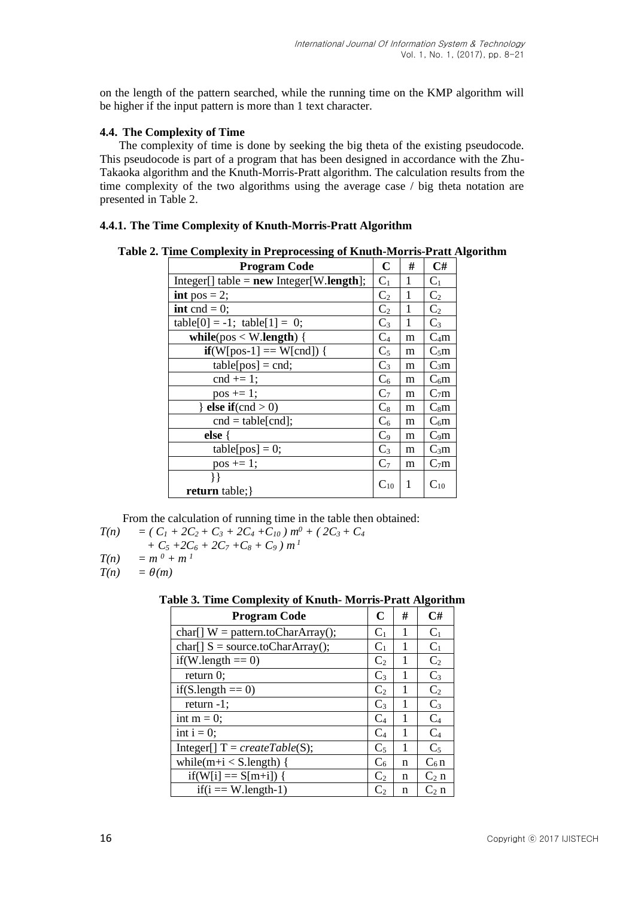on the length of the pattern searched, while the running time on the KMP algorithm will be higher if the input pattern is more than 1 text character.

### 4.4. The Complexity of Time

The complexity of time is done by seeking the big theta of the existing pseudocode. This pseudocode is part of a program that has been designed in accordance with the Zhu-Takaoka algorithm and the Knuth-Morris-Pratt algorithm. The calculation results from the time complexity of the two algorithms using the average case / big theta notation are presented in Table 2.

#### 4.4.1. The Time Complexity of Knuth-Morris-Pratt Algorithm

**Table 2. Time Complexity in Preprocessing of Knuth-Morris-Pratt Algorithm**

| Program Code | C | # | C# |
|---|---|---|---|
| Integer[] table = **new** Integer[W.**length**]; | $C_1$ | 1 | $C_1$ |
| **int** pos = 2; | $C_2$ | 1 | $C_2$ |
| **int** cnd = 0; | $C_2$ | 1 | $C_2$ |
| table[0] = -1; table[1] = 0; | $C_3$ | 1 | $C_3$ |
| **while**(pos < W.**length**) { | $C_4$ | m | $C_4m$ |
| **if**(W[pos-1] == W[cnd]) { | $C_5$ | m | $C_5m$ |
| table[pos] = cnd; | $C_3$ | m | $C_3m$ |
| cnd += 1; | $C_6$ | m | $C_6m$ |
| pos += 1; | $C_7$ | m | $C_7m$ |
| } **else if**(cnd > 0) | $C_8$ | m | $C_8m$ |
| cnd = table[cnd]; | $C_6$ | m | $C_6m$ |
| **else** { | $C_9$ | m | $C_9m$ |
| table[pos] = 0; | $C_3$ | m | $C_3m$ |
| pos += 1; | $C_7$ | m | $C_7m$ |
| }} **return** table;} | $C_{10}$ | 1 | $C_{10}$ |

From the calculation of running time in the table then obtained:

$$T(n) = (C_1 + 2C_2 + C_3 + 2C_4 + C_{10})\, m^0 + (2C_3 + C_4 + C_5 + 2C_6 + 2C_7 + C_8 + C_9)\, m^1$$

$$T(n) = m^0 + m^1$$

$$T(n) = \theta(m)$$

**Table 3. Time Complexity of Knuth- Morris-Pratt Algorithm**

| Program Code | C | # | C# |
|---|---|---|---|
| char[] W = pattern.toCharArray(); | $C_1$ | 1 | $C_1$ |
| char[] S = source.toCharArray(); | $C_1$ | 1 | $C_1$ |
| if(W.length == 0) | $C_2$ | 1 | $C_2$ |
| return 0; | $C_3$ | 1 | $C_3$ |
| if(S.length == 0) | $C_2$ | 1 | $C_2$ |
| return -1; | $C_3$ | 1 | $C_3$ |
| int m = 0; | $C_4$ | 1 | $C_4$ |
| int i = 0; | $C_4$ | 1 | $C_4$ |
| Integer[] T = *createTable*(S); | $C_5$ | 1 | $C_5$ |
| while(m+i < S.length) { | $C_6$ | n | $C_6\, n$ |
| if(W[i] == S[m+i]) { | $C_2$ | n | $C_2\, n$ |
| if(i == W.length-1) | $C_2$ | n | $C_2\, n$ |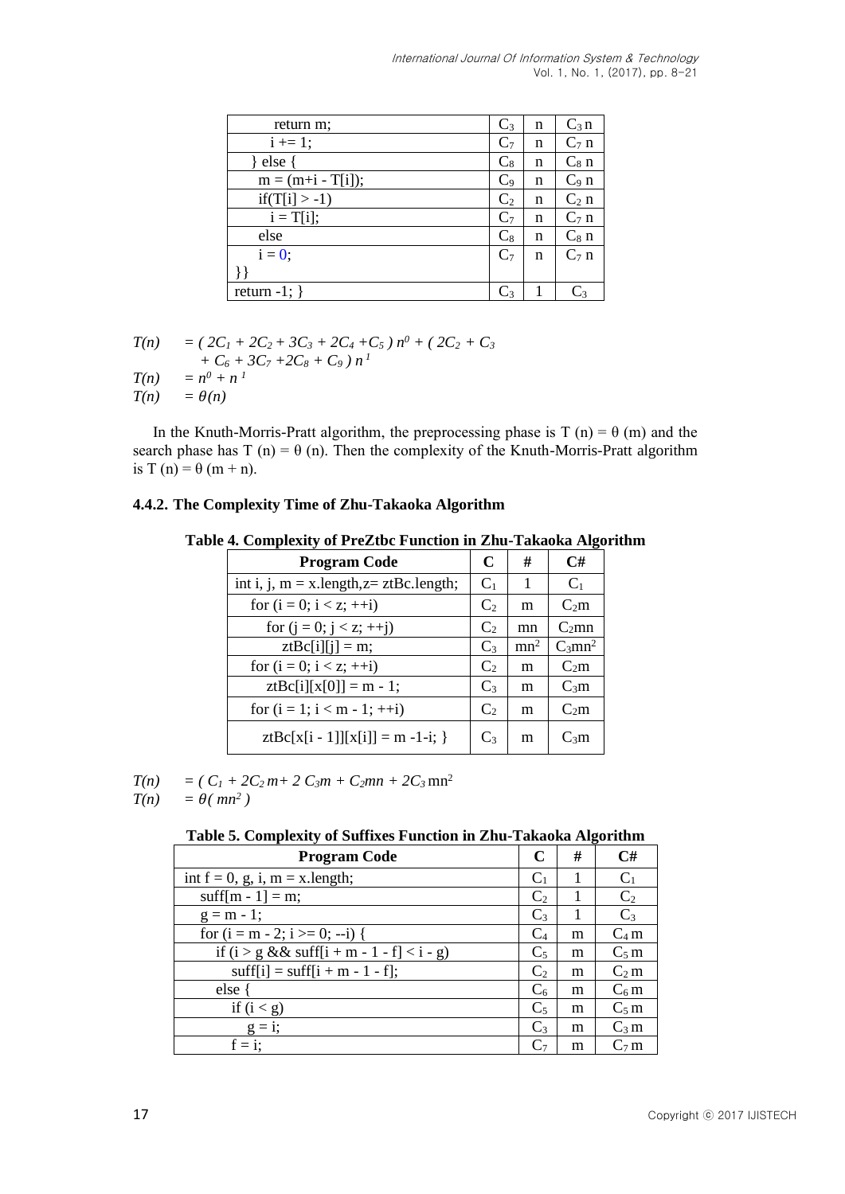| | | | |
|---|---|---|---|
| return m; | $C_3$ | n | $C_3$ n |
| i += 1; | $C_7$ | n | $C_7$ n |
| } else { | $C_8$ | n | $C_8$ n |
| m = (m+i - T[i]); | $C_9$ | n | $C_9$ n |
| if(T[i] > -1) | $C_2$ | n | $C_2$ n |
| i = T[i]; | $C_7$ | n | $C_7$ n |
| else | $C_8$ | n | $C_8$ n |
| i = 0; | $C_7$ | n | $C_7$ n |
| }} | | | |
| return -1; } | $C_3$ | 1 | $C_3$ |

$$T(n) = ( 2C_1 + 2C_2 + 3C_3 + 2C_4 + C_5 )\, n^0 + ( 2C_2 + C_3 + C_6 + 3C_7 + 2C_8 + C_9 )\, n^1$$

$$T(n) = n^0 + n^1$$

$$T(n) = \theta(n)$$

In the Knuth-Morris-Pratt algorithm, the preprocessing phase is T (n) = θ (m) and the search phase has T (n) = θ (n). Then the complexity of the Knuth-Morris-Pratt algorithm is T (n) = θ (m + n).

#### 4.4.2. The Complexity Time of Zhu-Takaoka Algorithm

**Table 4. Complexity of PreZtbc Function in Zhu-Takaoka Algorithm**

| Program Code | C | # | C# |
|---|---|---|---|
| int i, j, m = x.length,z= ztBc.length; | $C_1$ | 1 | $C_1$ |
| for (i = 0; i < z; ++i) | $C_2$ | m | $C_2$m |
| for (j = 0; j < z; ++j) | $C_2$ | mn | $C_2$mn |
| ztBc[i][j] = m; | $C_3$ | $mn^2$ | $C_3mn^2$ |
| for (i = 0; i < z; ++i) | $C_2$ | m | $C_2$m |
| ztBc[i][x[0]] = m - 1; | $C_3$ | m | $C_3$m |
| for (i = 1; i < m - 1; ++i) | $C_2$ | m | $C_2$m |
| ztBc[x[i - 1]][x[i]] = m -1-i; } | $C_3$ | m | $C_3$m |

$$T(n) = ( C_1 + 2C_2\, m + 2\, C_3 m + C_2 mn + 2C_3\, mn^2$$

$$T(n) = \theta( mn^2 )$$

**Table 5. Complexity of Suffixes Function in Zhu-Takaoka Algorithm**

| Program Code | C | # | C# |
|---|---|---|---|
| int f = 0, g, i, m = x.length; | $C_1$ | 1 | $C_1$ |
| suff[m - 1] = m; | $C_2$ | 1 | $C_2$ |
| g = m - 1; | $C_3$ | 1 | $C_3$ |
| for (i = m - 2; i >= 0; --i) { | $C_4$ | m | $C_4$ m |
| if (i > g && suff[i + m - 1 - f] < i - g) | $C_5$ | m | $C_5$ m |
| suff[i] = suff[i + m - 1 - f]; | $C_2$ | m | $C_2$ m |
| else { | $C_6$ | m | $C_6$ m |
| if (i < g) | $C_5$ | m | $C_5$ m |
| g = i; | $C_3$ | m | $C_3$ m |
| f = i; | $C_7$ | m | $C_7$ m |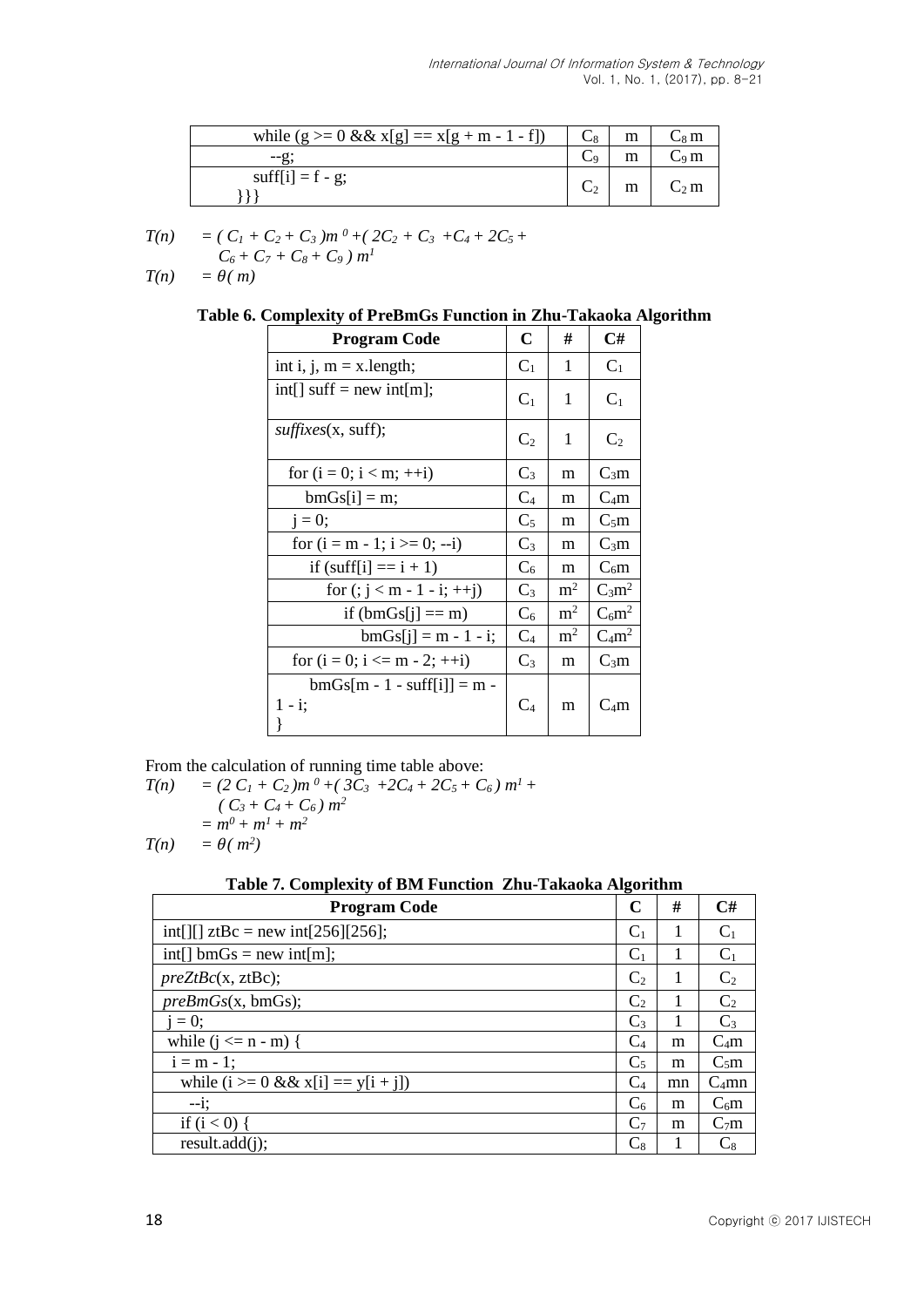| | | | |
|---|---|---|---|
| while (g >= 0 && x[g] == x[g + m - 1 - f]) | $C_8$ | m | $C_8$ m |
| --g; | $C_9$ | m | $C_9$ m |
| suff[i] = f - g; }}} | $C_2$ | m | $C_2$ m |

$T(n) \quad = ( C_1 + C_2 + C_3 )m^{0} +( 2C_2 + C_3 +C_4 + 2C_5 + C_6 + C_7 + C_8 + C_9 ) m^1$

$T(n) \quad = \theta( m)$

**Table 6. Complexity of PreBmGs Function in Zhu-Takaoka Algorithm**

| Program Code | C | # | C# |
|---|---|---|---|
| int i, j, m = x.length; | $C_1$ | 1 | $C_1$ |
| int[] suff = new int[m]; | $C_1$ | 1 | $C_1$ |
| *suffixes*(x, suff); | $C_2$ | 1 | $C_2$ |
| for (i = 0; i < m; ++i) | $C_3$ | m | $C_3$m |
| bmGs[i] = m; | $C_4$ | m | $C_4$m |
| j = 0; | $C_5$ | m | $C_5$m |
| for (i = m - 1; i >= 0; --i) | $C_3$ | m | $C_3$m |
| if (suff[i] == i + 1) | $C_6$ | m | $C_6$m |
| for (; j < m - 1 - i; ++j) | $C_3$ | $m^2$ | $C_3m^2$ |
| if (bmGs[j] == m) | $C_6$ | $m^2$ | $C_6m^2$ |
| bmGs[j] = m - 1 - i; | $C_4$ | $m^2$ | $C_4m^2$ |
| for (i = 0; i <= m - 2; ++i) | $C_3$ | m | $C_3$m |
| bmGs[m - 1 - suff[i]] = m - 1 - i; } | $C_4$ | m | $C_4$m |

From the calculation of running time table above:

$T(n) \quad = (2 C_1 + C_2 )m^{0} +( 3C_3 +2C_4 + 2C_5 + C_6 ) m^1 + ( C_3 + C_4 + C_6 ) m^2$

$\quad\quad = m^0 + m^1 + m^2$

$T(n) \quad = \theta( m^2)$

**Table 7. Complexity of BM Function Zhu-Takaoka Algorithm**

| Program Code | C | # | C# |
|---|---|---|---|
| int[][] ztBc = new int[256][256]; | $C_1$ | 1 | $C_1$ |
| int[] bmGs = new int[m]; | $C_1$ | 1 | $C_1$ |
| *preZtBc*(x, ztBc); | $C_2$ | 1 | $C_2$ |
| *preBmGs*(x, bmGs); | $C_2$ | 1 | $C_2$ |
| j = 0; | $C_3$ | 1 | $C_3$ |
| while (j <= n - m) { | $C_4$ | m | $C_4$m |
| i = m - 1; | $C_5$ | m | $C_5$m |
| while (i >= 0 && x[i] == y[i + j]) | $C_4$ | mn | $C_4$mn |
| --i; | $C_6$ | m | $C_6$m |
| if (i < 0) { | $C_7$ | m | $C_7$m |
| result.add(j); | $C_8$ | 1 | $C_8$ |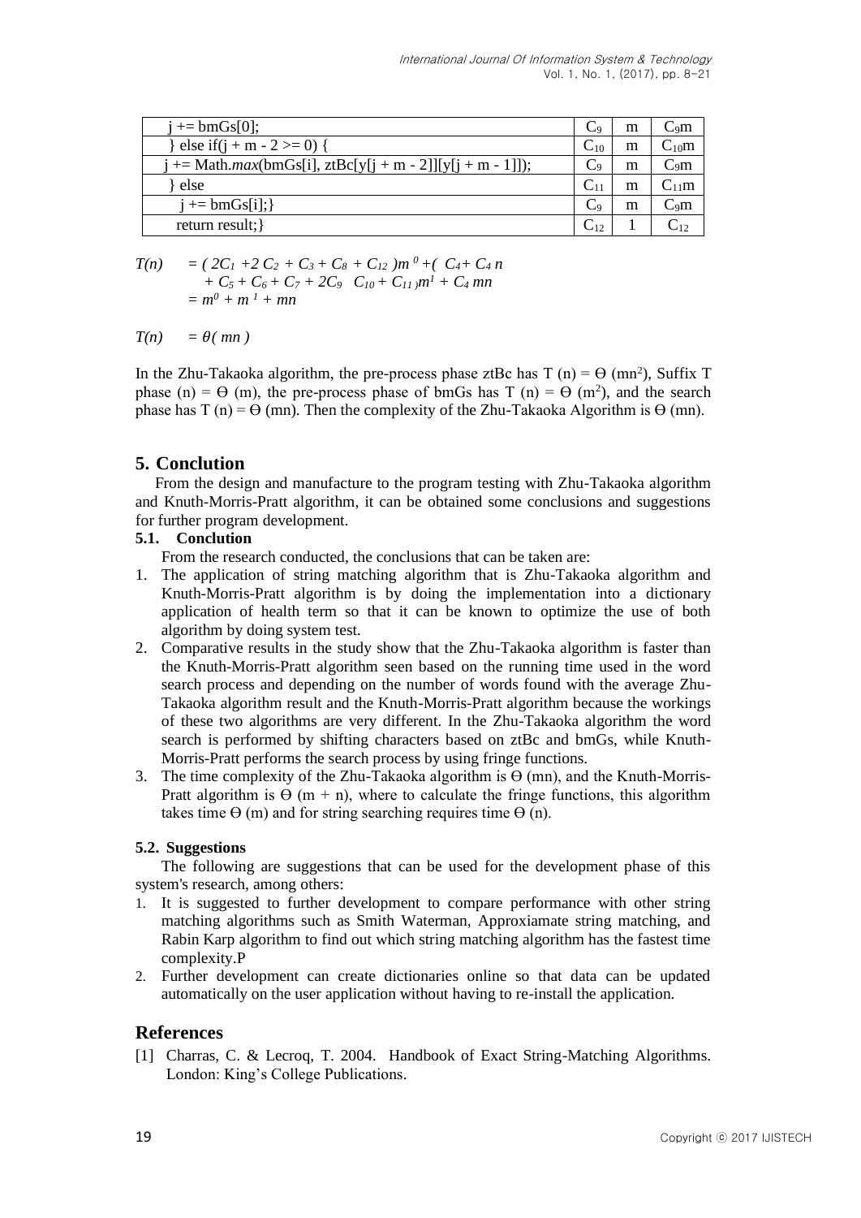| | | | |
|---|---|---|---|
| j += bmGs[0]; | $C_9$ | m | $C_9m$ |
| } else if(j + m - 2 >= 0) { | $C_{10}$ | m | $C_{10}m$ |
| j += Math.*max*(bmGs[i], ztBc[y[j + m - 2]][y[j + m - 1]]); | $C_9$ | m | $C_9m$ |
| } else | $C_{11}$ | m | $C_{11}m$ |
| j += bmGs[i];} | $C_9$ | m | $C_9m$ |
| return result;} | $C_{12}$ | 1 | $C_{12}$ |

$$
\begin{aligned}
T(n) &= ( 2C_1 + 2 C_2 + C_3 + C_8 + C_{12} )m^0 + ( C_4 + C_4\, n \\
&\quad + C_5 + C_6 + C_7 + 2C_9 \quad C_{10} + C_{11} )m^1 + C_4\, mn \\
&= m^0 + m^1 + mn
\end{aligned}
$$

$$
T(n) = \theta( mn )
$$

In the Zhu-Takaoka algorithm, the pre-process phase ztBc has T (n) = Ѳ ($mn^2$), Suffix T phase (n) = Ѳ (m), the pre-process phase of bmGs has T (n) = Ѳ ($m^2$), and the search phase has T (n) = Ѳ (mn). Then the complexity of the Zhu-Takaoka Algorithm is Ѳ (mn).

## 5. Conclution

From the design and manufacture to the program testing with Zhu-Takaoka algorithm and Knuth-Morris-Pratt algorithm, it can be obtained some conclusions and suggestions for further program development.

### 5.1. Conclution

From the research conducted, the conclusions that can be taken are:

1. The application of string matching algorithm that is Zhu-Takaoka algorithm and Knuth-Morris-Pratt algorithm is by doing the implementation into a dictionary application of health term so that it can be known to optimize the use of both algorithm by doing system test.
2. Comparative results in the study show that the Zhu-Takaoka algorithm is faster than the Knuth-Morris-Pratt algorithm seen based on the running time used in the word search process and depending on the number of words found with the average Zhu-Takaoka algorithm result and the Knuth-Morris-Pratt algorithm because the workings of these two algorithms are very different. In the Zhu-Takaoka algorithm the word search is performed by shifting characters based on ztBc and bmGs, while Knuth-Morris-Pratt performs the search process by using fringe functions.
3. The time complexity of the Zhu-Takaoka algorithm is Ѳ (mn), and the Knuth-Morris-Pratt algorithm is Ѳ (m + n), where to calculate the fringe functions, this algorithm takes time Ѳ (m) and for string searching requires time Ѳ (n).

### 5.2. Suggestions

The following are suggestions that can be used for the development phase of this system's research, among others:

1. It is suggested to further development to compare performance with other string matching algorithms such as Smith Waterman, Approxiamate string matching, and Rabin Karp algorithm to find out which string matching algorithm has the fastest time complexity.P
2. Further development can create dictionaries online so that data can be updated automatically on the user application without having to re-install the application.

## References

[1] Charras, C. & Lecroq, T. 2004. Handbook of Exact String-Matching Algorithms. London: King's College Publications.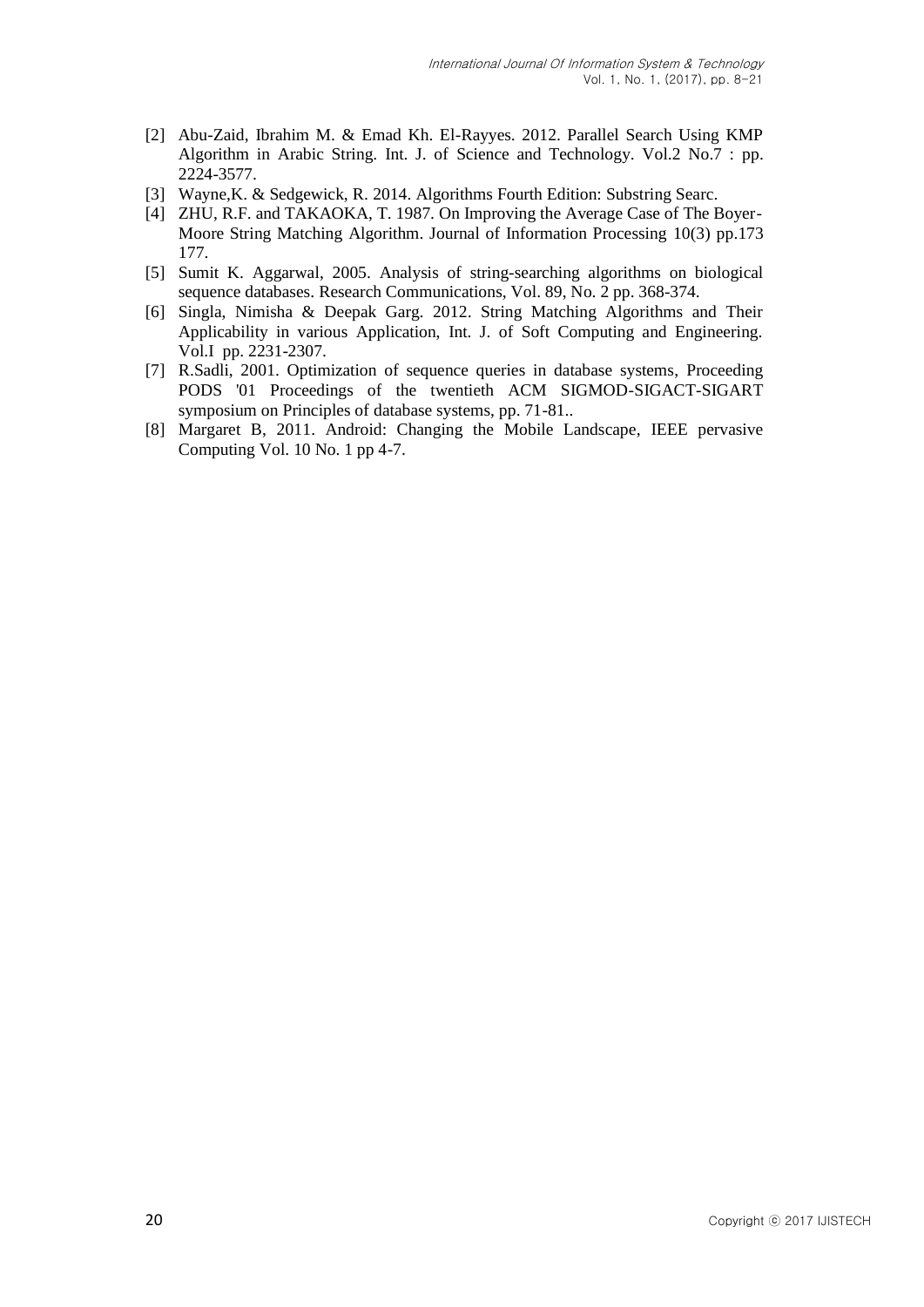[2] Abu-Zaid, Ibrahim M. & Emad Kh. El-Rayyes. 2012. Parallel Search Using KMP Algorithm in Arabic String. Int. J. of Science and Technology. Vol.2 No.7 : pp. 2224-3577.

[3] Wayne,K. & Sedgewick, R. 2014. Algorithms Fourth Edition: Substring Searc.

[4] ZHU, R.F. and TAKAOKA, T. 1987. On Improving the Average Case of The Boyer-Moore String Matching Algorithm. Journal of Information Processing 10(3) pp.173 177.

[5] Sumit K. Aggarwal, 2005. Analysis of string-searching algorithms on biological sequence databases. Research Communications, Vol. 89, No. 2 pp. 368-374.

[6] Singla, Nimisha & Deepak Garg. 2012. String Matching Algorithms and Their Applicability in various Application, Int. J. of Soft Computing and Engineering. Vol.I pp. 2231-2307.

[7] R.Sadli, 2001. Optimization of sequence queries in database systems, Proceeding PODS '01 Proceedings of the twentieth ACM SIGMOD-SIGACT-SIGART symposium on Principles of database systems, pp. 71-81..

[8] Margaret B, 2011. Android: Changing the Mobile Landscape, IEEE pervasive Computing Vol. 10 No. 1 pp 4-7.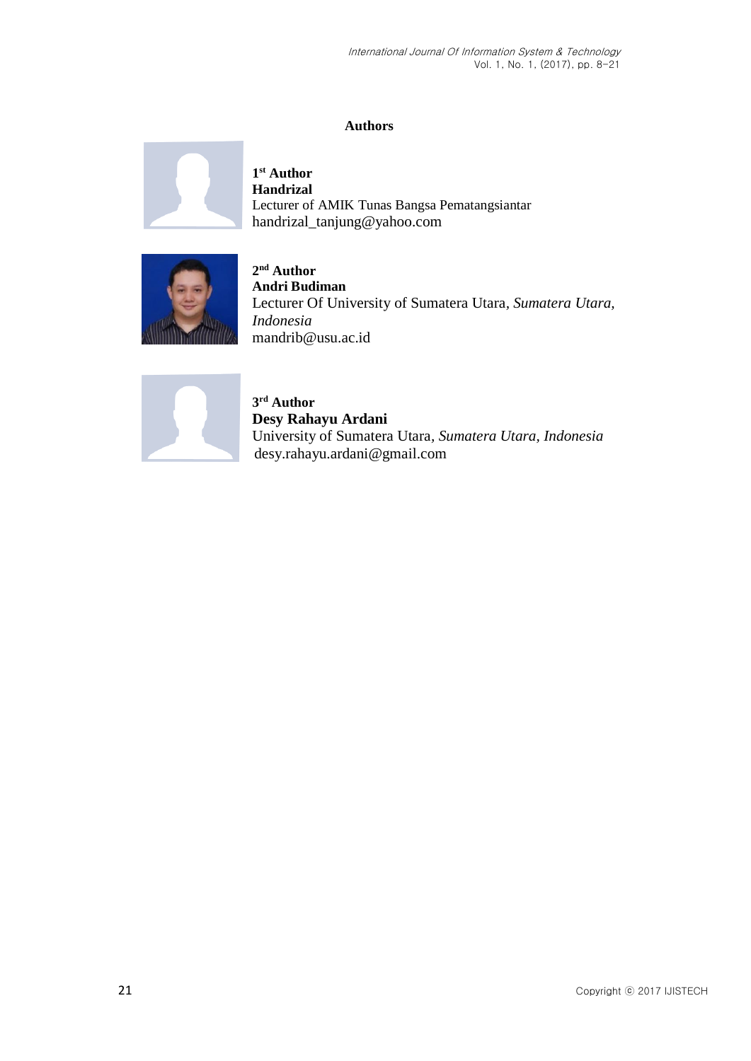**Authors**

**1st Author**
**Handrizal**
Lecturer of AMIK Tunas Bangsa Pematangsiantar
handrizal_tanjung@yahoo.com

**2nd Author**
**Andri Budiman**
Lecturer Of University of Sumatera Utara, *Sumatera Utara, Indonesia*
mandrib@usu.ac.id

**3rd Author**
**Desy Rahayu Ardani**
University of Sumatera Utara, *Sumatera Utara, Indonesia*
desy.rahayu.ardani@gmail.com